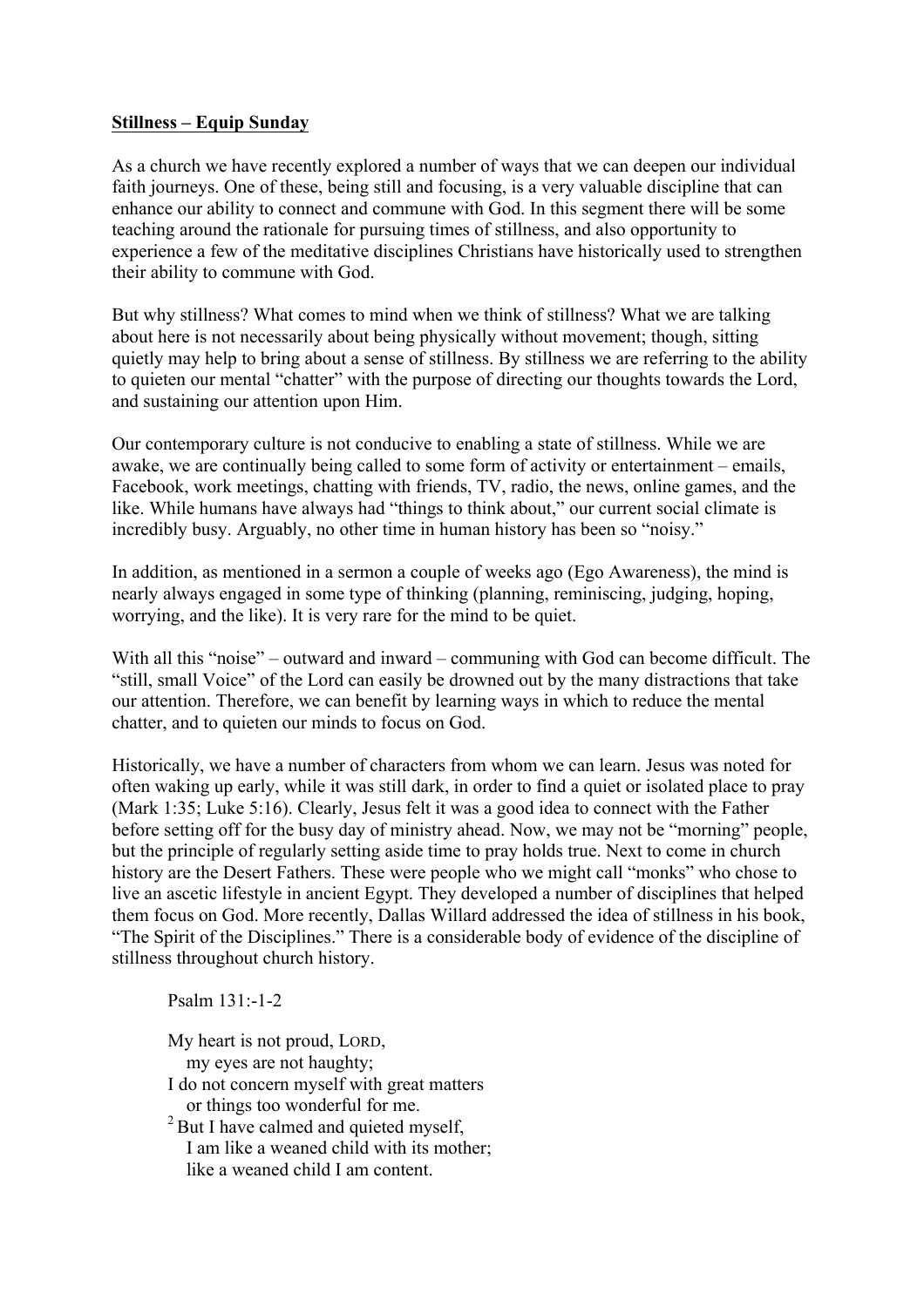**Stillness – Equip Sunday**

As a church we have recently explored a number of ways that we can deepen our individual faith journeys. One of these, being still and focusing, is a very valuable discipline that can enhance our ability to connect and commune with God. In this segment there will be some teaching around the rationale for pursuing times of stillness, and also opportunity to experience a few of the meditative disciplines Christians have historically used to strengthen their ability to commune with God.

But why stillness? What comes to mind when we think of stillness? What we are talking about here is not necessarily about being physically without movement; though, sitting quietly may help to bring about a sense of stillness. By stillness we are referring to the ability to quieten our mental "chatter" with the purpose of directing our thoughts towards the Lord, and sustaining our attention upon Him.

Our contemporary culture is not conducive to enabling a state of stillness. While we are awake, we are continually being called to some form of activity or entertainment – emails, Facebook, work meetings, chatting with friends, TV, radio, the news, online games, and the like. While humans have always had "things to think about," our current social climate is incredibly busy. Arguably, no other time in human history has been so "noisy."

In addition, as mentioned in a sermon a couple of weeks ago (Ego Awareness), the mind is nearly always engaged in some type of thinking (planning, reminiscing, judging, hoping, worrying, and the like). It is very rare for the mind to be quiet.

With all this "noise" – outward and inward – communing with God can become difficult. The "still, small Voice" of the Lord can easily be drowned out by the many distractions that take our attention. Therefore, we can benefit by learning ways in which to reduce the mental chatter, and to quieten our minds to focus on God.

Historically, we have a number of characters from whom we can learn. Jesus was noted for often waking up early, while it was still dark, in order to find a quiet or isolated place to pray (Mark 1:35; Luke 5:16). Clearly, Jesus felt it was a good idea to connect with the Father before setting off for the busy day of ministry ahead. Now, we may not be "morning" people, but the principle of regularly setting aside time to pray holds true. Next to come in church history are the Desert Fathers. These were people who we might call "monks" who chose to live an ascetic lifestyle in ancient Egypt. They developed a number of disciplines that helped them focus on God. More recently, Dallas Willard addressed the idea of stillness in his book, "The Spirit of the Disciplines." There is a considerable body of evidence of the discipline of stillness throughout church history.

> Psalm 131:-1-2
>
> My heart is not proud, LORD,
> my eyes are not haughty;
> I do not concern myself with great matters
> or things too wonderful for me.
> 2 But I have calmed and quieted myself,
> I am like a weaned child with its mother;
> like a weaned child I am content.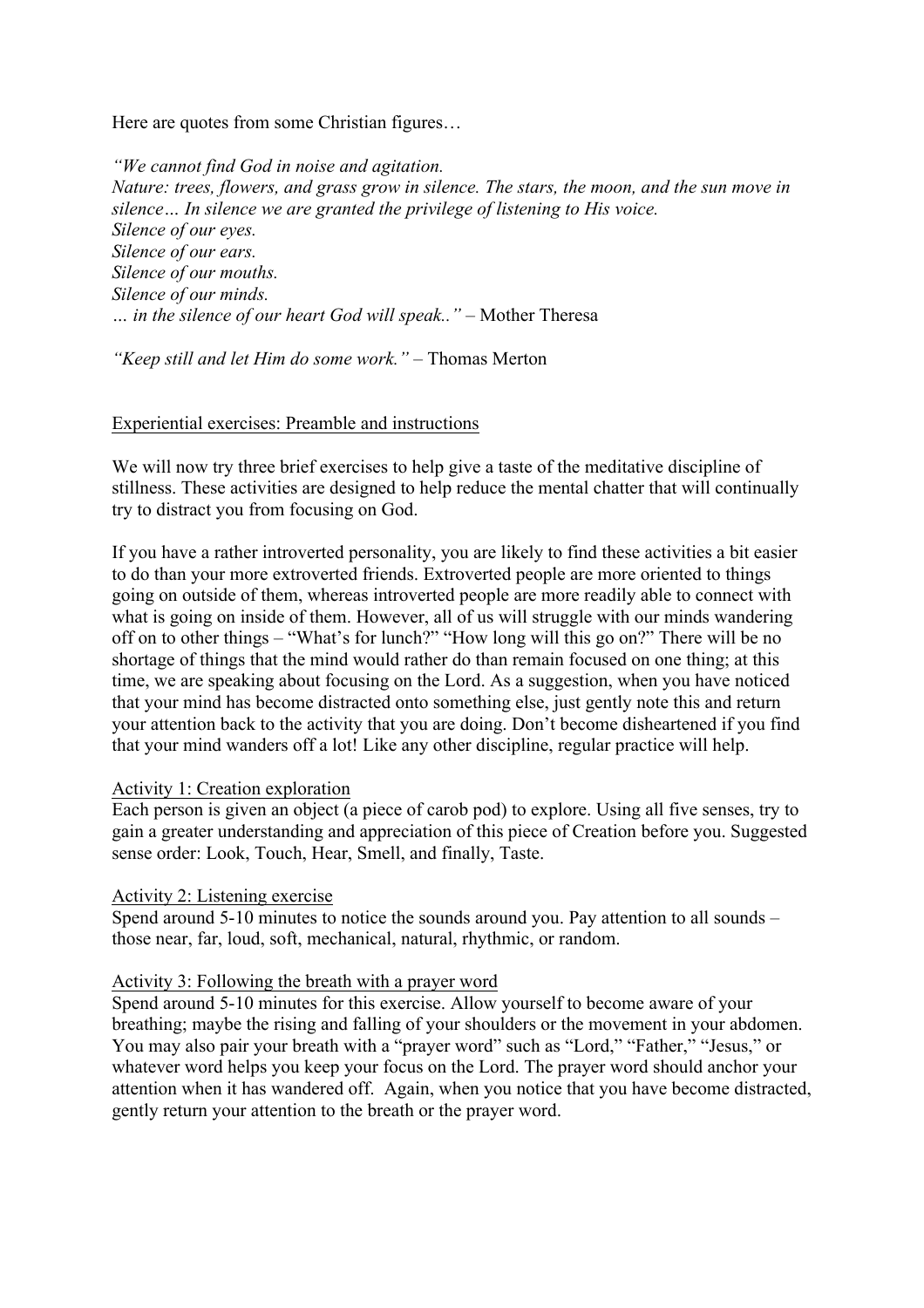Here are quotes from some Christian figures…

*"We cannot find God in noise and agitation.*
*Nature: trees, flowers, and grass grow in silence. The stars, the moon, and the sun move in silence… In silence we are granted the privilege of listening to His voice.*
*Silence of our eyes.*
*Silence of our ears.*
*Silence of our mouths.*
*Silence of our minds.*
*… in the silence of our heart God will speak.."* – Mother Theresa

*"Keep still and let Him do some work."* – Thomas Merton

Experiential exercises: Preamble and instructions

We will now try three brief exercises to help give a taste of the meditative discipline of stillness. These activities are designed to help reduce the mental chatter that will continually try to distract you from focusing on God.

If you have a rather introverted personality, you are likely to find these activities a bit easier to do than your more extroverted friends. Extroverted people are more oriented to things going on outside of them, whereas introverted people are more readily able to connect with what is going on inside of them. However, all of us will struggle with our minds wandering off on to other things – "What's for lunch?" "How long will this go on?" There will be no shortage of things that the mind would rather do than remain focused on one thing; at this time, we are speaking about focusing on the Lord. As a suggestion, when you have noticed that your mind has become distracted onto something else, just gently note this and return your attention back to the activity that you are doing. Don't become disheartened if you find that your mind wanders off a lot! Like any other discipline, regular practice will help.

Activity 1: Creation exploration

Each person is given an object (a piece of carob pod) to explore. Using all five senses, try to gain a greater understanding and appreciation of this piece of Creation before you. Suggested sense order: Look, Touch, Hear, Smell, and finally, Taste.

Activity 2: Listening exercise

Spend around 5-10 minutes to notice the sounds around you. Pay attention to all sounds – those near, far, loud, soft, mechanical, natural, rhythmic, or random.

Activity 3: Following the breath with a prayer word

Spend around 5-10 minutes for this exercise. Allow yourself to become aware of your breathing; maybe the rising and falling of your shoulders or the movement in your abdomen. You may also pair your breath with a "prayer word" such as "Lord," "Father," "Jesus," or whatever word helps you keep your focus on the Lord. The prayer word should anchor your attention when it has wandered off. Again, when you notice that you have become distracted, gently return your attention to the breath or the prayer word.